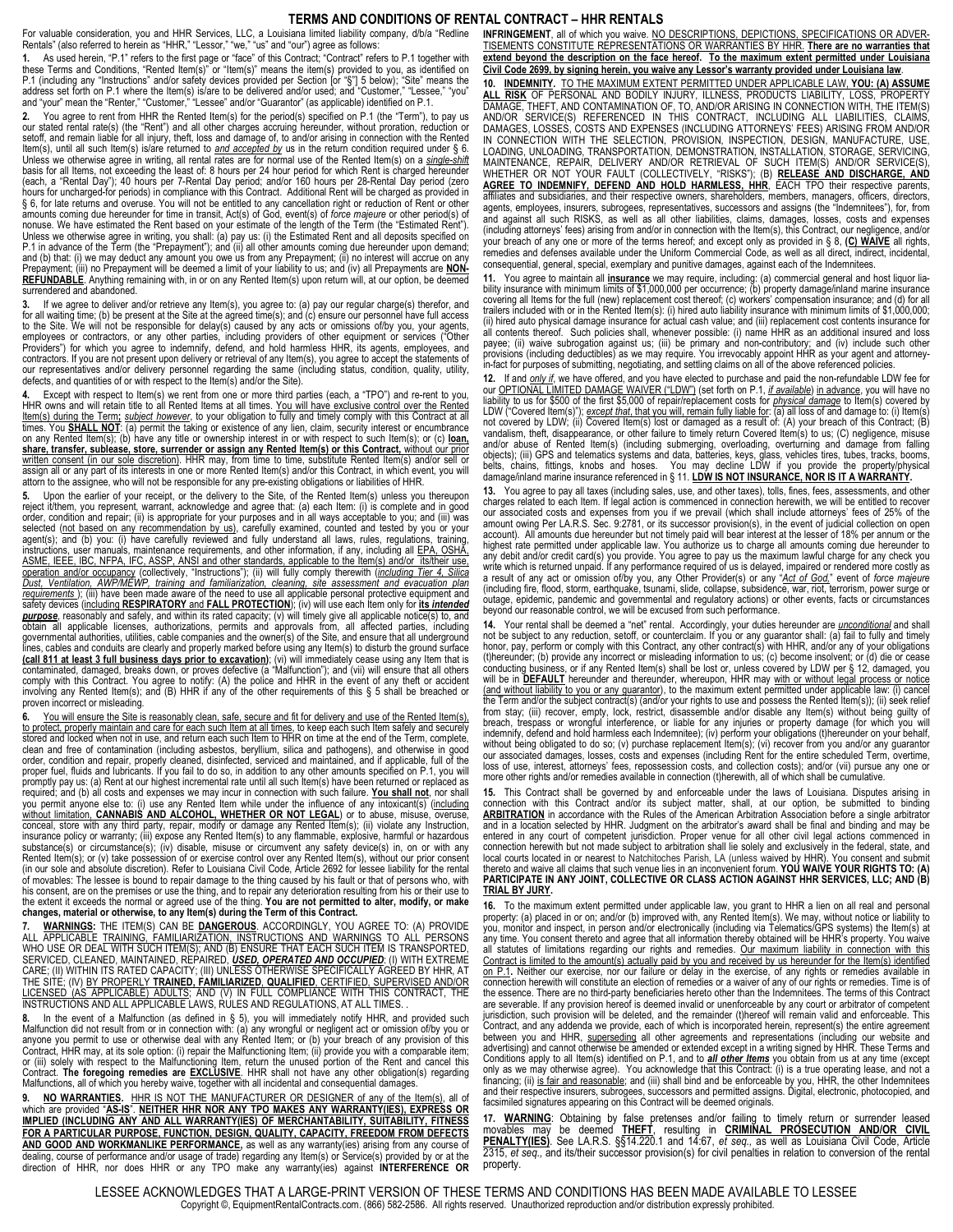# TERMS AND CONDITIONS OF RENTAL CONTRACT – HHR RENTALS

For valuable consideration, you and HHR Services, LLC, a Louisiana limited liability company, d/b/a "Redline Rentals" (also referred to herein as "HHR," "Lessor," "we," "us" and "our") agree as follows:

**1.** As used herein, "P.1" refers to the first page or "face" of this Contract; "Contract" refers to P.1 together with these Terms and Conditions, "Rented Item(s)" or "Item(s)" means the item(s) provided to you, as identified on P.1 (including any "Instructions" and/or safety devices provided per Section [or "§"] 5 below); "Site" means the address set forth on P.1 where the Item(s) is/are to be delivered and/or used; and "Customer," "Lessee," "you" and "your" mean the "Renter," "Customer," "Lessee" and/or "Guarantor" (as applicable) identified on P.1.

**2.** You agree to rent from HHR the Rented Item(s) for the period(s) specified on P.1 (the "Term"), to pay us our stated rental rate(s) (the "Rent") and all other charges accruing hereunder, without proration, reduction or setoff, and remain liable for all injury, theft, loss and damage of, to and/or arising in connection with the Rented Item(s), until all such Item(s) is/are returned to *and accepted by* us in the return condition required under § 6. Unless we otherwise agree in writing, all rental rates are for normal use of the Rented Item(s) on a *single-shift* basis for all Items, not exceeding the least of: 8 hours per 24 hour period for which Rent is charged hereunder (each, a "Rental Day"); 40 hours per 7-Rental Day period; and/or 160 hours per 28-Rental Day period (zero hours for uncharged-for periods) in compliance with this Contract. Additional Rent will be charged as provided in § 6, for late returns and overuse. You will not be entitled to any cancellation right or reduction of Rent or other amounts coming due hereunder for time in transit, Act(s) of God, event(s) of *force majeure* or other period(s) of nonuse. We have estimated the Rent based on your estimate of the length of the Term (the "Estimated Rent"). Unless we otherwise agree in writing, you shall: (a) pay us: (i) the Estimated Rent and all deposits specified on P.1 in advance of the Term (the "Prepayment"); and (ii) all other amounts coming due hereunder upon demand; and (b) that: (i) we may deduct any amount you owe us from any Prepayment; (ii) no interest will accrue on any Prepayment; (iii) no Prepayment will be deemed a limit of your liability to us; and (iv) all Prepayments are **NON-REFUNDABLE**. Anything remaining with, in or on any Rented Item(s) upon return will, at our option, be deemed surrendered and abandoned.

**3.** If we agree to deliver and/or retrieve any Item(s), you agree to: (a) pay our regular charge(s) therefor, and for all waiting time; (b) be present at the Site at the agreed time(s); and (c) ensure our personnel have full access to the Site. We will not be responsible for delay(s) caused by any acts or omissions of/by you, your agents, employees or contractors, or any other parties, including providers of other equipment or services ("Other Providers") for which you agree to indemnify, defend, and hold harmless HHR, its agents, employees, and contractors. If you are not present upon delivery or retrieval of any Item(s), you agree to accept the statements of our representatives and/or delivery personnel regarding the same (including status, condition, quality, utility, defects, and quantities of or with respect to the Item(s) and/or the Site).

**4.** Except with respect to Item(s) we rent from one or more third parties (each, a "TPO") and re-rent to you, HHR owns and will retain title to all Rented Items at all times. <u>You will have exclusive control over the Rented Item(s) during the Term;</u> *subject however*, to your obligation to fully and timely comply with this Contract at all times. You **SHALL NOT**: (a) permit the taking or existence of any lien, claim, security interest or encumbrance on any Rented Item(s); (b) have any title or ownership interest in or with respect to such Item(s); or (c) **loan, share, transfer, sublease, store, surrender or assign any Rented Item(s) or this Contract,** without our prior written consent (in our sole discretion). HHR may, from time to time, substitute Rented Item(s) and/or sell or assign all or any part of its interests in one or more Rented Item(s) and/or this Contract, in which event, you will attorn to the assignee, who will not be responsible for any pre-existing obligations or liabilities of HHR.

**5.** Upon the earlier of your receipt, or the delivery to the Site, of the Rented Item(s) unless you thereupon reject it/them, you represent, warrant, acknowledge and agree that: (a) each Item: (i) is complete and in good order, condition and repair; (ii) is appropriate for your purposes and in all ways acceptable to you; and (iii) was selected (<u>not based on any recommendation by us</u>), carefully examined, counted and tested by you or your agent(s); and (b) you: (i) have carefully reviewed and fully understand all laws, rules, regulations, training, instructions, user manuals, maintenance requirements, and other information, if any, including all <u>EPA, OSHA, ASME, IEEE, IBC, NFPA, IFC, ASSP, ANSI and other standards, applicable to the Item(s) and/or its/their use, operation and/or occupancy</u> (collectively, "Instructions"); (ii) will fully comply therewith (*including Tier 4, Silica Dust, Ventilation, AWP/MEWP, training and familiarization, cleaning, site assessment and evacuation plan requirements*); (iii) have been made aware of the need to use all applicable personal protective equipment and safety devices (including **RESPIRATORY** and **FALL PROTECTION**); (iv) will use each Item only for ***its intended purpose***, reasonably and safely, and within its rated capacity; (v) will timely give all applicable notice(s) to, and obtain all applicable licenses, authorizations, permits and approvals from, all affected parties, including governmental authorities, utilities, cable companies and the owner(s) of the Site, and ensure that all underground lines, cables and conduits are clearly and properly marked before using any Item(s) to disturb the ground surface **(call 811 at least 3 full business days prior to excavation)**; (vi) will immediately cease using any Item that is contaminated, damaged, breaks down, or proves defective (a "Malfunction"); and (vii) will ensure that all others comply with this Contract. You agree to notify: (A) the police and HHR in the event of any theft or accident involving any Rented Item(s); and (B) HHR if any of the other requirements of this § 5 shall be breached or proven incorrect or misleading.

**6.** <u>You will ensure the Site is reasonably clean, safe, secure and fit for delivery and use of the Rented Item(s), to protect, properly maintain and care for each such Item at all times</u>, to keep each such Item safely and securely stored and locked when not in use, and return each such Item to HHR on time at the end of the Term, complete, clean and free of contamination (including asbestos, beryllium, silica and pathogens), and otherwise in good order, condition and repair, properly cleaned, disinfected, serviced and maintained, and if applicable, full of the proper fuel, fluids and lubricants. If you fail to do so, in addition to any other amounts specified on P.1, you will promptly pay us: (a) Rent at our highest incremental rate until all such Item(s) have been returned or replaced as required; and (b) all costs and expenses we may incur in connection with such failure. **You shall not**, nor shall you permit anyone else to: (i) use any Rented Item while under the influence of any intoxicant(s) (<u>including without limitation, **CANNABIS AND ALCOHOL, WHETHER OR NOT LEGAL**</u>) or to abuse, misuse, overuse, conceal, store with any third party, repair, modify or damage any Rented Item(s); (ii) violate any Instruction, insurance policy or warranty; (iii) expose any Rented Item(s) to any flammable, explosive, harmful or hazardous substance(s) or circumstance(s); (iv) disable, misuse or circumvent any safety device(s) in, on or with any Rented Item(s); or (v) take possession of or exercise control over any Rented Item(s), without our prior consent (in our sole and absolute discretion). Refer to Louisiana Civil Code, Article 2692 for lessee liability for the rental of movables: The lessee is bound to repair damage to the thing caused by his fault or that of persons who, with his consent, are on the premises or use the thing, and to repair any deterioration resulting from his or their use to the extent it exceeds the normal or agreed use of the thing. **You are not permitted to alter, modify, or make changes, material or otherwise, to any Item(s) during the Term of this Contract.**

**7.** **WARNINGS:** THE ITEM(S) CAN BE **DANGEROUS**. ACCORDINGLY, YOU AGREE TO: (A) PROVIDE ALL APPLICABLE TRAINING, FAMILIARIZATION, INSTRUCTIONS AND WARNINGS TO ALL PERSONS WHO USE OR DEAL WITH SUCH ITEM(S); AND (B) ENSURE THAT EACH SUCH ITEM IS TRANSPORTED, SERVICED, CLEANED, MAINTAINED, REPAIRED, ***USED, OPERATED AND OCCUPIED***: (I) WITH EXTREME CARE; (II) WITHIN ITS RATED CAPACITY; (III) UNLESS OTHERWISE SPECIFICALLY AGREED BY HHR, AT THE SITE; (IV) BY PROPERLY **TRAINED, FAMILIARIZED, QUALIFIED**, CERTIFIED, SUPERVISED AND/OR <u>LICENSED (AS APPLICABLE) ADULTS</u>; AND (V) IN FULL COMPLIANCE WITH THIS CONTRACT, THE INSTRUCTIONS AND ALL APPLICABLE LAWS, RULES AND REGULATIONS, AT ALL TIMES. .

**8.** In the event of a Malfunction (as defined in § 5), you will immediately notify HHR, and provided such Malfunction did not result from or in connection with: (a) any wrongful or negligent act or omission of/by you or anyone you permit to use or otherwise deal with any Rented Item; or (b) your breach of any provision of this Contract, HHR may, at its sole option: (i) repair the Malfunctioning Item; (ii) provide you with a comparable item; or (iii) solely with respect to the Malfunctioning Item, return the unused portion of the Rent and cancel this Contract. **The foregoing remedies are EXCLUSIVE**. HHR shall not have any other obligation(s) regarding Malfunctions, all of which you hereby waive, together with all incidental and consequential damages.

**9.** <u>**NO WARRANTIES.**</u> HHR IS NOT THE MANUFACTURER OR DESIGNER of any of the Item(s), all of which are provided "AS-IS". **NEITHER HHR NOR ANY TPO MAKES ANY WARRANTY(IES), EXPRESS OR IMPLIED (INCLUDING ANY AND ALL WARRANTY(IES) OF MERCHANTABILITY, SUITABILITY, FITNESS FOR A PARTICULAR PURPOSE, FUNCTION, DESIGN, QUALITY, CAPACITY, FREEDOM FROM DEFECTS AND GOOD AND WORKMANLIKE PERFORMANCE,** as well as any warranty(ies) arising from any course of dealing, course of performance and/or usage of trade) regarding any Item(s) or Service(s) provided by or at the direction of HHR, nor does HHR or any TPO make any warranty(ies) against **INTERFERENCE OR INFRINGEMENT**, all of which you waive. <u>NO DESCRIPTIONS, DEPICTIONS, SPECIFICATIONS OR ADVERTISEMENTS CONSTITUTE REPRESENTATIONS OR WARRANTIES BY HHR.</u> **<u>There are no warranties that extend beyond the description on the face hereof.</u> <u>To the maximum extent permitted under Louisiana Civil Code 2699, by signing herein, you waive any Lessor's warranty provided under Louisiana law</u>**.

**10.** **<u>INDEMNITY.</u>** <u>TO THE MAXIMUM EXTENT PERMITTED UNDER APPLICABLE LAW</u>, **<u>YOU: (A) ASSUME ALL RISK</u>** OF PERSONAL AND BODILY INJURY, ILLNESS, PRODUCTS LIABILITY, LOSS, PROPERTY DAMAGE, THEFT, AND CONTAMINATION OF, TO, AND/OR ARISING IN CONNECTION WITH, THE ITEM(S) AND/OR SERVICE(S) REFERENCED IN THIS CONTRACT, INCLUDING ALL LIABILITIES, CLAIMS, DAMAGES, LOSSES, COSTS AND EXPENSES (INCLUDING ATTORNEYS' FEES) ARISING FROM AND/OR IN CONNECTION WITH THE SELECTION, PROVISION, INSPECTION, DESIGN, MANUFACTURE, USE, LOADING, UNLOADING, TRANSPORTATION, DEMONSTRATION, INSTALLATION, STORAGE, SERVICING, MAINTENANCE, REPAIR, DELIVERY AND/OR RETRIEVAL OF SUCH ITEM(S) AND/OR SERVICE(S), WHETHER OR NOT YOUR FAULT (COLLECTIVELY, "RISKS"); (B) **<u>RELEASE AND DISCHARGE, AND AGREE TO INDEMNIFY, DEFEND AND HOLD HARMLESS, HHR</u>**, EACH TPO their respective parents, affiliates and subsidiaries, and their respective owners, shareholders, members, managers, officers, directors, agents, employees, insurers, subrogees, representatives, successors and assigns (the "Indemnitees"), for, from and against all such RISKS, as well as all other liabilities, claims, damages, losses, costs and expenses (including attorneys' fees) arising from and/or in connection with the Item(s), this Contract, our negligence, and/or your breach of any one or more of the terms hereof; and except only as provided in § 8, **<u>(C) WAIVE</u>** all rights, remedies and defenses available under the Uniform Commercial Code, as well as all direct, indirect, incidental, consequential, general, special, exemplary and punitive damages, against each of the Indemnitees.

**11.** You agree to maintain all **<u>insurance</u>** we may require, including: (a) commercial general and host liquor liability insurance with minimum limits of $1,000,000 per occurrence; (b) property damage/inland marine insurance covering all Items for the full (new) replacement cost thereof; (c) workers' compensation insurance; and (d) for all trailers included with or in the Rented Item(s): (i) hired auto liability insurance with minimum limits of $1,000,000; (ii) hired auto physical damage insurance for actual cash value; and (iii) replacement cost contents insurance for all contents thereof. Such policies shall, whenever possible: (i) name HHR as an additional insured and loss payee; (ii) waive subrogation against us; (iii) be primary and non-contributory; and (iv) include such other provisions (including deductibles) as we may require. You irrevocably appoint HHR as your agent and attorney-in-fact for purposes of submitting, negotiating, and settling claims on all of the above referenced policies.

**12.** If and *<u>only if</u>*, we have offered, and you have elected to purchase and paid the non-refundable LDW fee for our <u>OPTIONAL LIMITED DAMAGE WAIVER ("LDW")</u> (set forth on P.1, *<u>if available</u>*) <u>in advance</u>, you will have no liability to us for $500 of the first $5,000 of repair/replacement costs for *<u>physical damage</u>* to Item(s) covered by LDW ("Covered Item(s)"); *<u>except that</u>*, that you will, remain fully liable for: (a) all loss of and damage to: (i) Item(s) not covered by LDW; (ii) Covered Item(s) lost or damaged as a result of: (A) your breach of this Contract; (B) vandalism, theft, disappearance, or other failure to timely return Covered Item(s) to us; (C) negligence, misuse and/or abuse of Rented Item(s) (including submerging, overloading, overturning and damage from falling objects); (iii) GPS and telematics systems and data, batteries, keys, glass, vehicles tires, tubes, tracks, booms, belts, chains, fittings, knobs and hoses. You may decline LDW if you provide the property/physical damage/inland marine insurance referenced in § 11. **<u>LDW IS NOT INSURANCE, NOR IS IT A WARRANTY.</u>**

**13.** You agree to pay all taxes (including sales, use, and other taxes), tolls, fines, fees, assessments, and other charges related to each Item. If legal action is commenced in connection herewith, we will be entitled to recover our associated costs and expenses from you if we prevail (which shall include attorneys' fees of 25% of the amount owing Per LA.R.S. Sec. 9:2781, or its successor provision(s), in the event of judicial collection on open account). All amounts due hereunder but not timely paid will bear interest at the lesser of 18% per annum or the highest rate permitted under applicable law. You authorize us to charge all amounts coming due hereunder to any debit and/or credit card(s) you provide. You agree to pay us the maximum lawful charge for any check you write which is returned unpaid. If any performance required of us is delayed, impaired or rendered more costly as a result of any act or omission of/by you, any Other Provider(s) or any "*<u>Act of God</u>*," event of *force majeure* (including fire, flood, storm, earthquake, tsunami, slide, collapse, subsidence, war, riot, terrorism, power surge or outage, epidemic, pandemic and governmental and regulatory actions) or other events, facts or circumstances beyond our reasonable control, we will be excused from such performance.

**14.** Your rental shall be deemed a "net" rental. Accordingly, your duties hereunder are *<u>unconditional</u>* and shall not be subject to any reduction, setoff, or counterclaim. If you or any guarantor shall: (a) fail to fully and timely honor, pay, perform or comply with this Contract, any other contract(s) with HHR, and/or any of your obligations (t)hereunder; (b) provide any incorrect or misleading information to us; (c) become insolvent; or (d) die or cease conducting business, or if any Rented Item(s) shall be lost or, unless covered by LDW per § 12, damaged, you will be in **<u>DEFAULT</u>** hereunder and thereunder, whereupon, HHR may <u>with or without legal process or notice (and without liability to you or any guarantor)</u>, to the maximum extent permitted under applicable law: (i) cancel the Term and/or the subject contract(s) (and/or your rights to use and possess the Rented Item(s)); (ii) seek relief from stay; (iii) recover, empty, lock, restrict, disassemble and/or disable any Item(s) without being guilty of breach, trespass or wrongful interference, or liable for any injuries or property damage (for which you will indemnify, defend and hold harmless each Indemnitee); (iv) perform your obligations (t)hereunder on your behalf, without being obligated to do so; (v) purchase replacement Item(s); (vi) recover from you and/or any guarantor our associated damages, losses, costs and expenses (including Rent for the entire scheduled Term, overtime, loss of use, interest, attorneys' fees, repossession costs, and collection costs); and/or (vii) pursue any one or more other rights and/or remedies available in connection (t)herewith, all of which shall be cumulative.

**15.** This Contract shall be governed by and enforceable under the laws of Louisiana. Disputes arising in connection with this Contract and/or its subject matter, shall, at our option, be submitted to binding **<u>ARBITRATION</u>** in accordance with the Rules of the American Arbitration Association before a single arbitrator and in a location selected by HHR. Judgment on the arbitrator's award shall be final and binding and may be entered in any court of competent jurisdiction. Proper venue for all other civil legal actions commenced in connection herewith but not made subject to arbitration shall lie solely and exclusively in the federal, state, and local courts located in or nearest to Natchitoches Parish, LA (unless waived by HHR). You consent and submit thereto and waive all claims that such venue lies in an inconvenient forum. **YOU WAIVE YOUR RIGHTS TO: (A) PARTICIPATE IN ANY JOINT, COLLECTIVE OR CLASS ACTION AGAINST HHR SERVICES, LLC; AND (B) <u>TRIAL BY JURY</u>.**

**16.** To the maximum extent permitted under applicable law, you grant to HHR a lien on all real and personal property: (a) placed in or on; and/or (b) improved with, any Rented Item(s). We may, without notice or liability to you, monitor and inspect, in person and/or electronically (including via Telematics/GPS systems) the Item(s) at any time. You consent thereto and agree that all information thereby obtained will be HHR's property. You waive all statutes of limitations regarding our rights and remedies. <u>Our maximum liability in connection with this Contract is limited to the amount(s) actually paid by you and received by us hereunder for the Item(s) identified on P.1</u>. Neither our exercise, nor our failure or delay in the exercise, of any rights or remedies available in connection herewith will constitute an election of remedies or a waiver of any of our rights or remedies. Time is of the essence. There are no third-party beneficiaries hereto other than the Indemnitees. The terms of this Contract are severable. If any provision hereof is deemed invalid or unenforceable by any court or arbitrator of competent jurisdiction, such provision will be deleted, and the remainder (t)hereof will remain valid and enforceable. This Contract, and any addenda we provide, each of which is incorporated herein, represent(s) the entire agreement between you and HHR, <u>superseding</u> all other agreements and representations (including our website and advertising) and cannot otherwise be amended or extended except in a writing signed by HHR. These Terms and Conditions apply to all Item(s) identified on P.1, and to ***<u>all other Items</u>*** you obtain from us at any time (except only as we may otherwise agree). You acknowledge that this Contract: (i) is a true operating lease, and not a financing; (ii) <u>is fair and reasonable</u>; and (iii) shall bind and be enforceable by you, HHR, the other Indemnitees and their respective insurers, subrogees, successors and permitted assigns. Digital, electronic, photocopied, and facsimiled signatures appearing on this Contract will be deemed originals.

**17.** **<u>WARNING</u>**: Obtaining by false pretenses and/or failing to timely return or surrender leased movables may be deemed **<u>THEFT</u>**, resulting in **<u>CRIMINAL PROSECUTION AND/OR CIVIL PENALTY(IES)</u>**. See LA.R.S. §§14:220.1 and 14:67, *et seq.*, as well as Louisiana Civil Code, Article 2315, *et seq.*, and its/their successor provision(s) for civil penalties in relation to conversion of the rental property.

LESSEE ACKNOWLEDGES THAT A LARGE-PRINT VERSION OF THESE TERMS AND CONDITIONS HAS BEEN MADE AVAILABLE TO LESSEE

Copyright ©, EquipmentRentalContracts.com. (866) 582-2586. All rights reserved. Unauthorized reproduction and/or distribution expressly prohibited.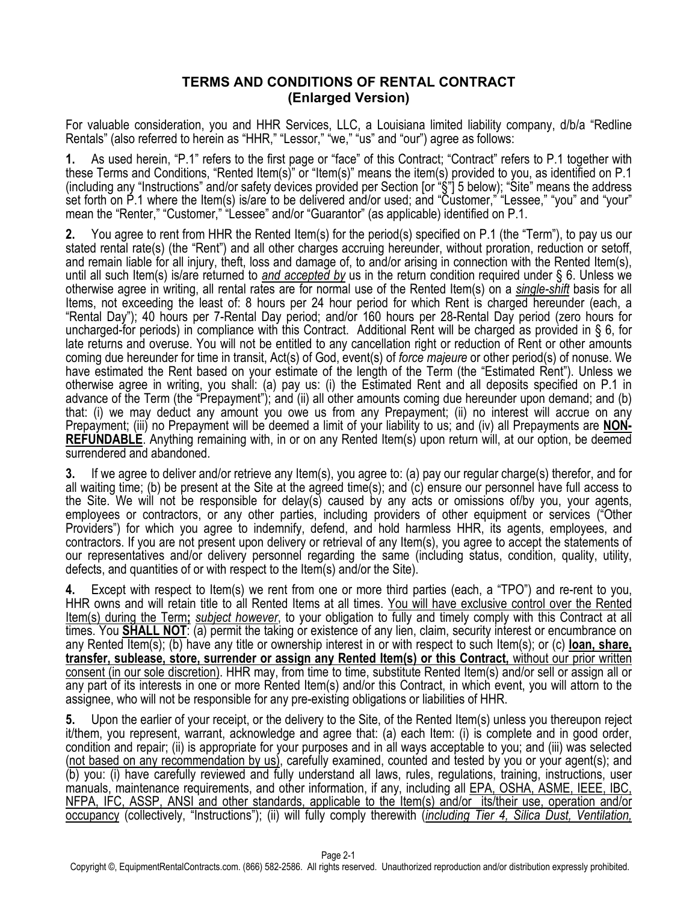## TERMS AND CONDITIONS OF RENTAL CONTRACT
## (Enlarged Version)

For valuable consideration, you and HHR Services, LLC, a Louisiana limited liability company, d/b/a "Redline Rentals" (also referred to herein as "HHR," "Lessor," "we," "us" and "our") agree as follows:

**1.** As used herein, "P.1" refers to the first page or "face" of this Contract; "Contract" refers to P.1 together with these Terms and Conditions, "Rented Item(s)" or "Item(s)" means the item(s) provided to you, as identified on P.1 (including any "Instructions" and/or safety devices provided per Section [or "§"] 5 below); "Site" means the address set forth on P.1 where the Item(s) is/are to be delivered and/or used; and "Customer," "Lessee," "you" and "your" mean the "Renter," "Customer," "Lessee" and/or "Guarantor" (as applicable) identified on P.1.

**2.** You agree to rent from HHR the Rented Item(s) for the period(s) specified on P.1 (the "Term"), to pay us our stated rental rate(s) (the "Rent") and all other charges accruing hereunder, without proration, reduction or setoff, and remain liable for all injury, theft, loss and damage of, to and/or arising in connection with the Rented Item(s), until all such Item(s) is/are returned to <u>*and accepted by*</u> us in the return condition required under § 6. Unless we otherwise agree in writing, all rental rates are for normal use of the Rented Item(s) on a <u>*single-shift*</u> basis for all Items, not exceeding the least of: 8 hours per 24 hour period for which Rent is charged hereunder (each, a "Rental Day"); 40 hours per 7-Rental Day period; and/or 160 hours per 28-Rental Day period (zero hours for uncharged-for periods) in compliance with this Contract. Additional Rent will be charged as provided in § 6, for late returns and overuse. You will not be entitled to any cancellation right or reduction of Rent or other amounts coming due hereunder for time in transit, Act(s) of God, event(s) of *force majeure* or other period(s) of nonuse. We have estimated the Rent based on your estimate of the length of the Term (the "Estimated Rent"). Unless we otherwise agree in writing, you shall: (a) pay us: (i) the Estimated Rent and all deposits specified on P.1 in advance of the Term (the "Prepayment"); and (ii) all other amounts coming due hereunder upon demand; and (b) that: (i) we may deduct any amount you owe us from any Prepayment; (ii) no interest will accrue on any Prepayment; (iii) no Prepayment will be deemed a limit of your liability to us; and (iv) all Prepayments are <u>**NON-REFUNDABLE**</u>. Anything remaining with, in or on any Rented Item(s) upon return will, at our option, be deemed surrendered and abandoned.

**3.** If we agree to deliver and/or retrieve any Item(s), you agree to: (a) pay our regular charge(s) therefor, and for all waiting time; (b) be present at the Site at the agreed time(s); and (c) ensure our personnel have full access to the Site. We will not be responsible for delay(s) caused by any acts or omissions of/by you, your agents, employees or contractors, or any other parties, including providers of other equipment or services ("Other Providers") for which you agree to indemnify, defend, and hold harmless HHR, its agents, employees, and contractors. If you are not present upon delivery or retrieval of any Item(s), you agree to accept the statements of our representatives and/or delivery personnel regarding the same (including status, condition, quality, utility, defects, and quantities of or with respect to the Item(s) and/or the Site).

**4.** Except with respect to Item(s) we rent from one or more third parties (each, a "TPO") and re-rent to you, HHR owns and will retain title to all Rented Items at all times. <u>You will have exclusive control over the Rented Item(s) during the Term</u>**;** <u>*subject however*, to your obligation to fully and timely comply with this Contract at all</u> times. You <u>**SHALL NOT**</u>: (a) permit the taking or existence of any lien, claim, security interest or encumbrance on any Rented Item(s); (b) have any title or ownership interest in or with respect to such Item(s); or (c) <u>**loan, share, transfer, sublease, store, surrender or assign any Rented Item(s) or this Contract,** without our prior written consent (in our sole discretion)</u>. HHR may, from time to time, substitute Rented Item(s) and/or sell or assign all or any part of its interests in one or more Rented Item(s) and/or this Contract, in which event, you will attorn to the assignee, who will not be responsible for any pre-existing obligations or liabilities of HHR.

**5.** Upon the earlier of your receipt, or the delivery to the Site, of the Rented Item(s) unless you thereupon reject it/them, you represent, warrant, acknowledge and agree that: (a) each Item: (i) is complete and in good order, condition and repair; (ii) is appropriate for your purposes and in all ways acceptable to you; and (iii) was selected (<u>not based on any recommendation by us</u>), carefully examined, counted and tested by you or your agent(s); and (b) you: (i) have carefully reviewed and fully understand all laws, rules, regulations, training, instructions, user manuals, maintenance requirements, and other information, if any, including all <u>EPA, OSHA, ASME, IEEE, IBC, NFPA, IFC, ASSP, ANSI and other standards, applicable to the Item(s) and/or its/their use, operation and/or occupancy</u> (collectively, "Instructions"); (ii) will fully comply therewith (<u>*including Tier 4, Silica Dust, Ventilation,*</u>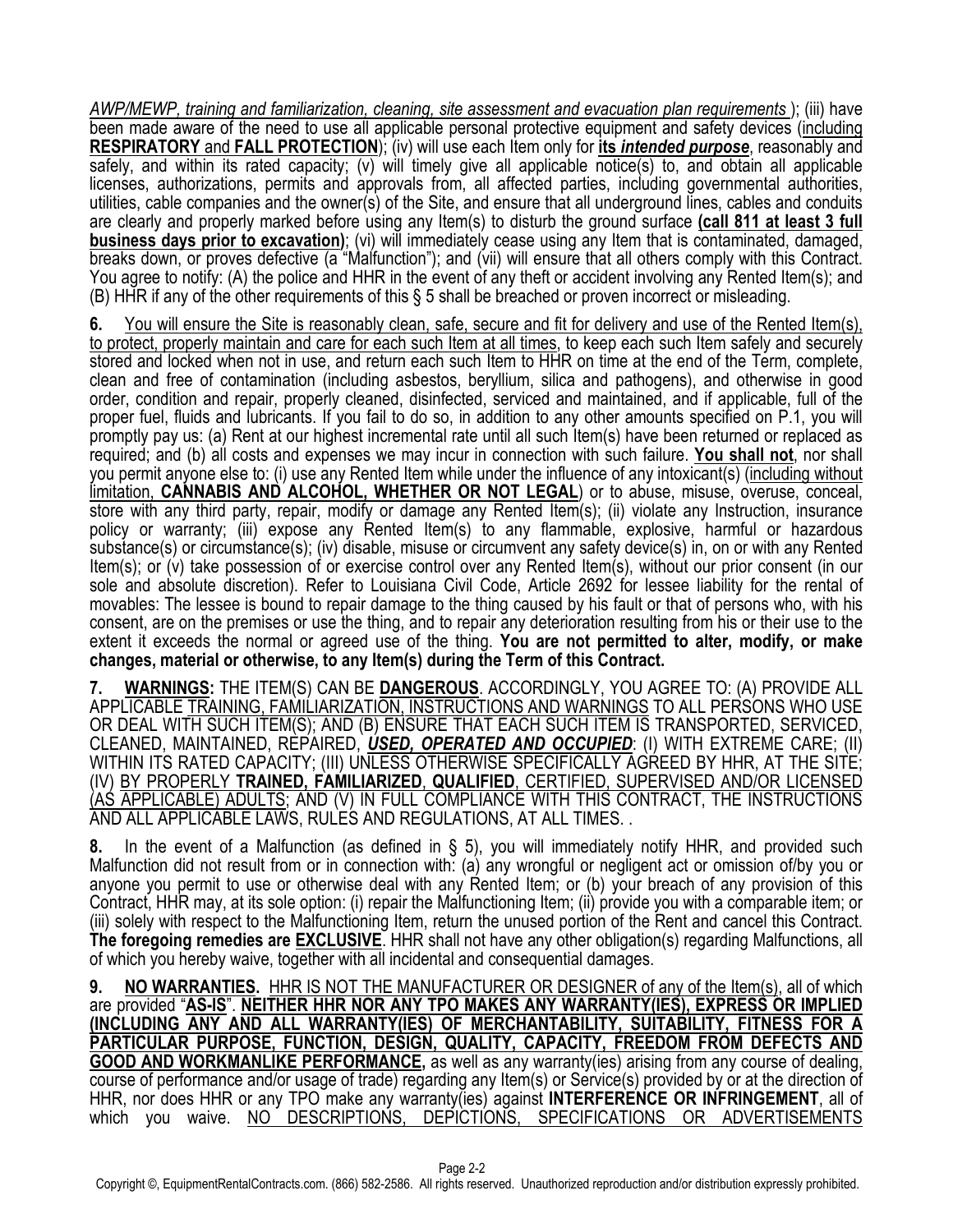*AWP/MEWP, training and familiarization, cleaning, site assessment and evacuation plan requirements* ); (iii) have been made aware of the need to use all applicable personal protective equipment and safety devices (including **RESPIRATORY** and **FALL PROTECTION**); (iv) will use each Item only for **its *intended purpose***, reasonably and safely, and within its rated capacity; (v) will timely give all applicable notice(s) to, and obtain all applicable licenses, authorizations, permits and approvals from, all affected parties, including governmental authorities, utilities, cable companies and the owner(s) of the Site, and ensure that all underground lines, cables and conduits are clearly and properly marked before using any Item(s) to disturb the ground surface **(call 811 at least 3 full business days prior to excavation)**; (vi) will immediately cease using any Item that is contaminated, damaged, breaks down, or proves defective (a "Malfunction"); and (vii) will ensure that all others comply with this Contract. You agree to notify: (A) the police and HHR in the event of any theft or accident involving any Rented Item(s); and (B) HHR if any of the other requirements of this § 5 shall be breached or proven incorrect or misleading.

**6.** You will ensure the Site is reasonably clean, safe, secure and fit for delivery and use of the Rented Item(s), to protect, properly maintain and care for each such Item at all times, to keep each such Item safely and securely stored and locked when not in use, and return each such Item to HHR on time at the end of the Term, complete, clean and free of contamination (including asbestos, beryllium, silica and pathogens), and otherwise in good order, condition and repair, properly cleaned, disinfected, serviced and maintained, and if applicable, full of the proper fuel, fluids and lubricants. If you fail to do so, in addition to any other amounts specified on P.1, you will promptly pay us: (a) Rent at our highest incremental rate until all such Item(s) have been returned or replaced as required; and (b) all costs and expenses we may incur in connection with such failure. **You shall not**, nor shall you permit anyone else to: (i) use any Rented Item while under the influence of any intoxicant(s) (including without limitation, **CANNABIS AND ALCOHOL, WHETHER OR NOT LEGAL**) or to abuse, misuse, overuse, conceal, store with any third party, repair, modify or damage any Rented Item(s); (ii) violate any Instruction, insurance policy or warranty; (iii) expose any Rented Item(s) to any flammable, explosive, harmful or hazardous substance(s) or circumstance(s); (iv) disable, misuse or circumvent any safety device(s) in, on or with any Rented Item(s); or (v) take possession of or exercise control over any Rented Item(s), without our prior consent (in our sole and absolute discretion). Refer to Louisiana Civil Code, Article 2692 for lessee liability for the rental of movables: The lessee is bound to repair damage to the thing caused by his fault or that of persons who, with his consent, are on the premises or use the thing, and to repair any deterioration resulting from his or their use to the extent it exceeds the normal or agreed use of the thing. **You are not permitted to alter, modify, or make changes, material or otherwise, to any Item(s) during the Term of this Contract.**

**7. WARNINGS:** THE ITEM(S) CAN BE **DANGEROUS**. ACCORDINGLY, YOU AGREE TO: (A) PROVIDE ALL APPLICABLE TRAINING, FAMILIARIZATION, INSTRUCTIONS AND WARNINGS TO ALL PERSONS WHO USE OR DEAL WITH SUCH ITEM(S); AND (B) ENSURE THAT EACH SUCH ITEM IS TRANSPORTED, SERVICED, CLEANED, MAINTAINED, REPAIRED, ***USED, OPERATED AND OCCUPIED***: (I) WITH EXTREME CARE; (II) WITHIN ITS RATED CAPACITY; (III) UNLESS OTHERWISE SPECIFICALLY AGREED BY HHR, AT THE SITE; (IV) BY PROPERLY **TRAINED, FAMILIARIZED**, **QUALIFIED**, CERTIFIED, SUPERVISED AND/OR LICENSED (AS APPLICABLE) ADULTS; AND (V) IN FULL COMPLIANCE WITH THIS CONTRACT, THE INSTRUCTIONS AND ALL APPLICABLE LAWS, RULES AND REGULATIONS, AT ALL TIMES. .

**8.** In the event of a Malfunction (as defined in § 5), you will immediately notify HHR, and provided such Malfunction did not result from or in connection with: (a) any wrongful or negligent act or omission of/by you or anyone you permit to use or otherwise deal with any Rented Item; or (b) your breach of any provision of this Contract, HHR may, at its sole option: (i) repair the Malfunctioning Item; (ii) provide you with a comparable item; or (iii) solely with respect to the Malfunctioning Item, return the unused portion of the Rent and cancel this Contract. **The foregoing remedies are EXCLUSIVE**. HHR shall not have any other obligation(s) regarding Malfunctions, all of which you hereby waive, together with all incidental and consequential damages.

**9. NO WARRANTIES.** HHR IS NOT THE MANUFACTURER OR DESIGNER of any of the Item(s), all of which are provided "**AS-IS**". **NEITHER HHR NOR ANY TPO MAKES ANY WARRANTY(IES), EXPRESS OR IMPLIED (INCLUDING ANY AND ALL WARRANTY(IES) OF MERCHANTABILITY, SUITABILITY, FITNESS FOR A PARTICULAR PURPOSE, FUNCTION, DESIGN, QUALITY, CAPACITY, FREEDOM FROM DEFECTS AND GOOD AND WORKMANLIKE PERFORMANCE,** as well as any warranty(ies) arising from any course of dealing, course of performance and/or usage of trade) regarding any Item(s) or Service(s) provided by or at the direction of HHR, nor does HHR or any TPO make any warranty(ies) against **INTERFERENCE OR INFRINGEMENT**, all of which you waive. NO DESCRIPTIONS, DEPICTIONS, SPECIFICATIONS OR ADVERTISEMENTS

Copyright ©, EquipmentRentalContracts.com. (866) 582-2586. All rights reserved. Unauthorized reproduction and/or distribution expressly prohibited.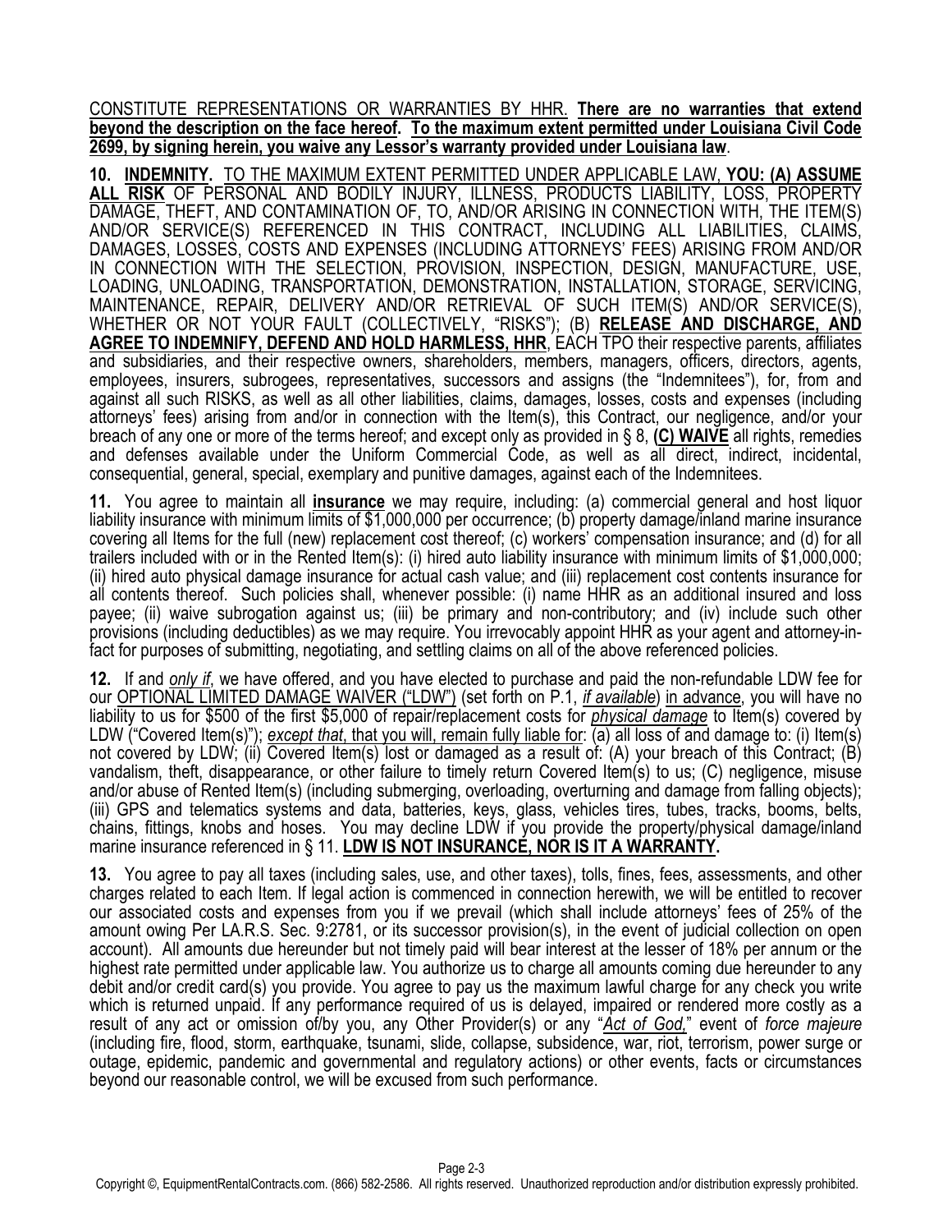CONSTITUTE REPRESENTATIONS OR WARRANTIES BY HHR. **There are no warranties that extend beyond the description on the face hereof. To the maximum extent permitted under Louisiana Civil Code 2699, by signing herein, you waive any Lessor's warranty provided under Louisiana law**.

**10. INDEMNITY.** TO THE MAXIMUM EXTENT PERMITTED UNDER APPLICABLE LAW, **YOU: (A) ASSUME ALL RISK** OF PERSONAL AND BODILY INJURY, ILLNESS, PRODUCTS LIABILITY, LOSS, PROPERTY DAMAGE, THEFT, AND CONTAMINATION OF, TO, AND/OR ARISING IN CONNECTION WITH, THE ITEM(S) AND/OR SERVICE(S) REFERENCED IN THIS CONTRACT, INCLUDING ALL LIABILITIES, CLAIMS, DAMAGES, LOSSES, COSTS AND EXPENSES (INCLUDING ATTORNEYS' FEES) ARISING FROM AND/OR IN CONNECTION WITH THE SELECTION, PROVISION, INSPECTION, DESIGN, MANUFACTURE, USE, LOADING, UNLOADING, TRANSPORTATION, DEMONSTRATION, INSTALLATION, STORAGE, SERVICING, MAINTENANCE, REPAIR, DELIVERY AND/OR RETRIEVAL OF SUCH ITEM(S) AND/OR SERVICE(S), WHETHER OR NOT YOUR FAULT (COLLECTIVELY, "RISKS"); (B) **RELEASE AND DISCHARGE, AND AGREE TO INDEMNIFY, DEFEND AND HOLD HARMLESS, HHR**, EACH TPO their respective parents, affiliates and subsidiaries, and their respective owners, shareholders, members, managers, officers, directors, agents, employees, insurers, subrogees, representatives, successors and assigns (the "Indemnitees"), for, from and against all such RISKS, as well as all other liabilities, claims, damages, losses, costs and expenses (including attorneys' fees) arising from and/or in connection with the Item(s), this Contract, our negligence, and/or your breach of any one or more of the terms hereof; and except only as provided in § 8, **(C) WAIVE** all rights, remedies and defenses available under the Uniform Commercial Code, as well as all direct, indirect, incidental, consequential, general, special, exemplary and punitive damages, against each of the Indemnitees.

**11.** You agree to maintain all **insurance** we may require, including: (a) commercial general and host liquor liability insurance with minimum limits of $1,000,000 per occurrence; (b) property damage/inland marine insurance covering all Items for the full (new) replacement cost thereof; (c) workers' compensation insurance; and (d) for all trailers included with or in the Rented Item(s): (i) hired auto liability insurance with minimum limits of $1,000,000; (ii) hired auto physical damage insurance for actual cash value; and (iii) replacement cost contents insurance for all contents thereof. Such policies shall, whenever possible: (i) name HHR as an additional insured and loss payee; (ii) waive subrogation against us; (iii) be primary and non-contributory; and (iv) include such other provisions (including deductibles) as we may require. You irrevocably appoint HHR as your agent and attorney-in-fact for purposes of submitting, negotiating, and settling claims on all of the above referenced policies.

**12.** If and *only if*, we have offered, and you have elected to purchase and paid the non-refundable LDW fee for our OPTIONAL LIMITED DAMAGE WAIVER ("LDW") (set forth on P.1, *if available*) in advance, you will have no liability to us for $500 of the first $5,000 of repair/replacement costs for *physical damage* to Item(s) covered by LDW ("Covered Item(s)"); *except that*, that you will, remain fully liable for: (a) all loss of and damage to: (i) Item(s) not covered by LDW; (ii) Covered Item(s) lost or damaged as a result of: (A) your breach of this Contract; (B) vandalism, theft, disappearance, or other failure to timely return Covered Item(s) to us; (C) negligence, misuse and/or abuse of Rented Item(s) (including submerging, overloading, overturning and damage from falling objects); (iii) GPS and telematics systems and data, batteries, keys, glass, vehicles tires, tubes, tracks, booms, belts, chains, fittings, knobs and hoses. You may decline LDW if you provide the property/physical damage/inland marine insurance referenced in § 11. **LDW IS NOT INSURANCE, NOR IS IT A WARRANTY.**

**13.** You agree to pay all taxes (including sales, use, and other taxes), tolls, fines, fees, assessments, and other charges related to each Item. If legal action is commenced in connection herewith, we will be entitled to recover our associated costs and expenses from you if we prevail (which shall include attorneys' fees of 25% of the amount owing Per LA.R.S. Sec. 9:2781, or its successor provision(s), in the event of judicial collection on open account). All amounts due hereunder but not timely paid will bear interest at the lesser of 18% per annum or the highest rate permitted under applicable law. You authorize us to charge all amounts coming due hereunder to any debit and/or credit card(s) you provide. You agree to pay us the maximum lawful charge for any check you write which is returned unpaid. If any performance required of us is delayed, impaired or rendered more costly as a result of any act or omission of/by you, any Other Provider(s) or any "*Act of God,*" event of *force majeure* (including fire, flood, storm, earthquake, tsunami, slide, collapse, subsidence, war, riot, terrorism, power surge or outage, epidemic, pandemic and governmental and regulatory actions) or other events, facts or circumstances beyond our reasonable control, we will be excused from such performance.

Copyright ©, EquipmentRentalContracts.com. (866) 582-2586. All rights reserved. Unauthorized reproduction and/or distribution expressly prohibited.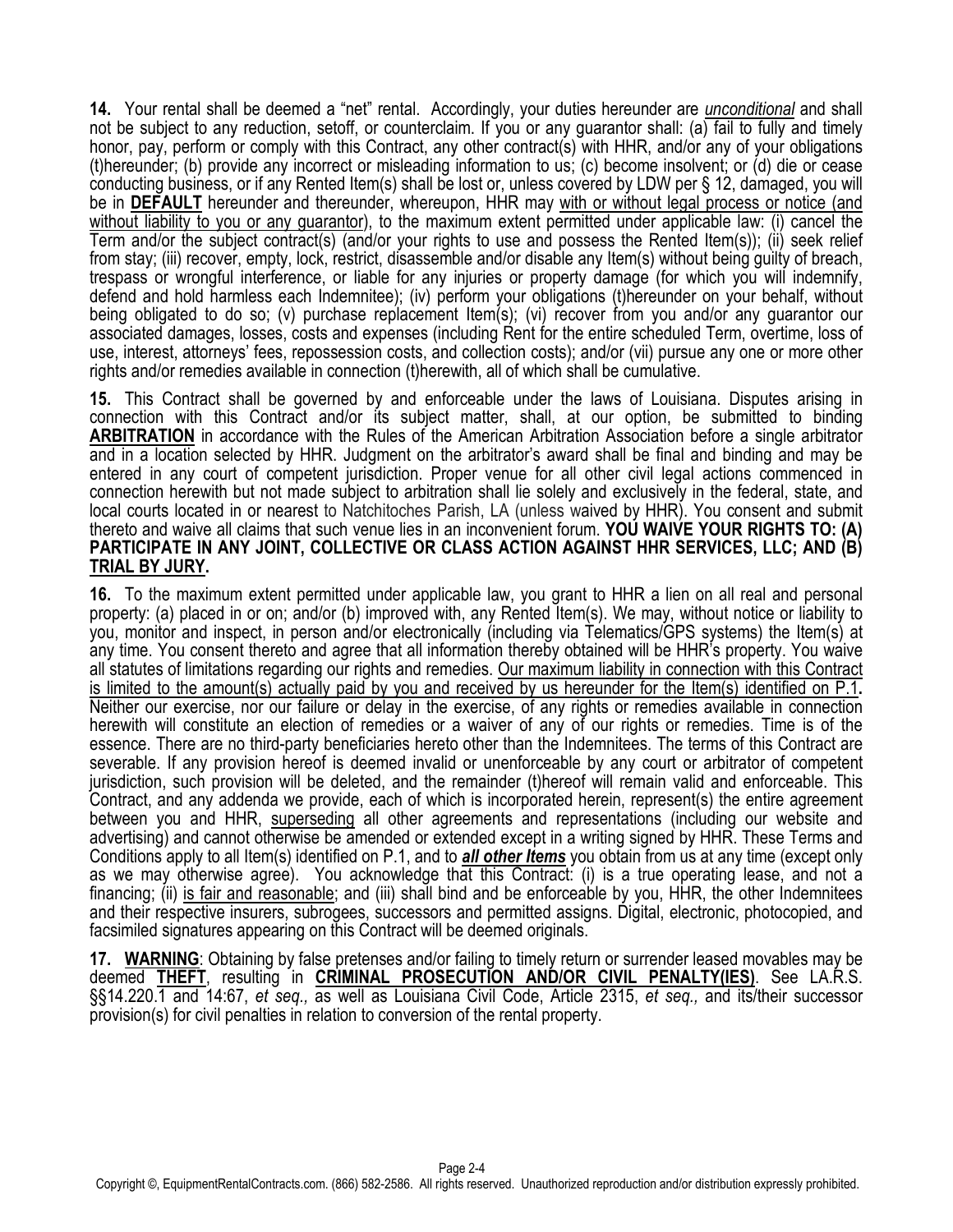**14.** Your rental shall be deemed a "net" rental. Accordingly, your duties hereunder are ***unconditional*** and shall not be subject to any reduction, setoff, or counterclaim. If you or any guarantor shall: (a) fail to fully and timely honor, pay, perform or comply with this Contract, any other contract(s) with HHR, and/or any of your obligations (t)hereunder; (b) provide any incorrect or misleading information to us; (c) become insolvent; or (d) die or cease conducting business, or if any Rented Item(s) shall be lost or, unless covered by LDW per § 12, damaged, you will be in **DEFAULT** hereunder and thereunder, whereupon, HHR may with or without legal process or notice (and without liability to you or any guarantor), to the maximum extent permitted under applicable law: (i) cancel the Term and/or the subject contract(s) (and/or your rights to use and possess the Rented Item(s)); (ii) seek relief from stay; (iii) recover, empty, lock, restrict, disassemble and/or disable any Item(s) without being guilty of breach, trespass or wrongful interference, or liable for any injuries or property damage (for which you will indemnify, defend and hold harmless each Indemnitee); (iv) perform your obligations (t)hereunder on your behalf, without being obligated to do so; (v) purchase replacement Item(s); (vi) recover from you and/or any guarantor our associated damages, losses, costs and expenses (including Rent for the entire scheduled Term, overtime, loss of use, interest, attorneys' fees, repossession costs, and collection costs); and/or (vii) pursue any one or more other rights and/or remedies available in connection (t)herewith, all of which shall be cumulative.

**15.** This Contract shall be governed by and enforceable under the laws of Louisiana. Disputes arising in connection with this Contract and/or its subject matter, shall, at our option, be submitted to binding **ARBITRATION** in accordance with the Rules of the American Arbitration Association before a single arbitrator and in a location selected by HHR. Judgment on the arbitrator's award shall be final and binding and may be entered in any court of competent jurisdiction. Proper venue for all other civil legal actions commenced in connection herewith but not made subject to arbitration shall lie solely and exclusively in the federal, state, and local courts located in or nearest to Natchitoches Parish, LA (unless waived by HHR). You consent and submit thereto and waive all claims that such venue lies in an inconvenient forum. **YOU WAIVE YOUR RIGHTS TO: (A) PARTICIPATE IN ANY JOINT, COLLECTIVE OR CLASS ACTION AGAINST HHR SERVICES, LLC; AND (B) TRIAL BY JURY.**

**16.** To the maximum extent permitted under applicable law, you grant to HHR a lien on all real and personal property: (a) placed in or on; and/or (b) improved with, any Rented Item(s). We may, without notice or liability to you, monitor and inspect, in person and/or electronically (including via Telematics/GPS systems) the Item(s) at any time. You consent thereto and agree that all information thereby obtained will be HHR's property. You waive all statutes of limitations regarding our rights and remedies. Our maximum liability in connection with this Contract is limited to the amount(s) actually paid by you and received by us hereunder for the Item(s) identified on P.1. Neither our exercise, nor our failure or delay in the exercise, of any rights or remedies available in connection herewith will constitute an election of remedies or a waiver of any of our rights or remedies. Time is of the essence. There are no third-party beneficiaries hereto other than the Indemnitees. The terms of this Contract are severable. If any provision hereof is deemed invalid or unenforceable by any court or arbitrator of competent jurisdiction, such provision will be deleted, and the remainder (t)hereof will remain valid and enforceable. This Contract, and any addenda we provide, each of which is incorporated herein, represent(s) the entire agreement between you and HHR, superseding all other agreements and representations (including our website and advertising) and cannot otherwise be amended or extended except in a writing signed by HHR. These Terms and Conditions apply to all Item(s) identified on P.1, and to ***all other Items*** you obtain from us at any time (except only as we may otherwise agree). You acknowledge that this Contract: (i) is a true operating lease, and not a financing; (ii) is fair and reasonable; and (iii) shall bind and be enforceable by you, HHR, the other Indemnitees and their respective insurers, subrogees, successors and permitted assigns. Digital, electronic, photocopied, and facsimiled signatures appearing on this Contract will be deemed originals.

**17. WARNING**: Obtaining by false pretenses and/or failing to timely return or surrender leased movables may be deemed **THEFT**, resulting in **CRIMINAL PROSECUTION AND/OR CIVIL PENALTY(IES)**. See LA.R.S. §§14.220.1 and 14:67, *et seq.,* as well as Louisiana Civil Code, Article 2315, *et seq.,* and its/their successor provision(s) for civil penalties in relation to conversion of the rental property.

Copyright ©, EquipmentRentalContracts.com. (866) 582-2586. All rights reserved. Unauthorized reproduction and/or distribution expressly prohibited.